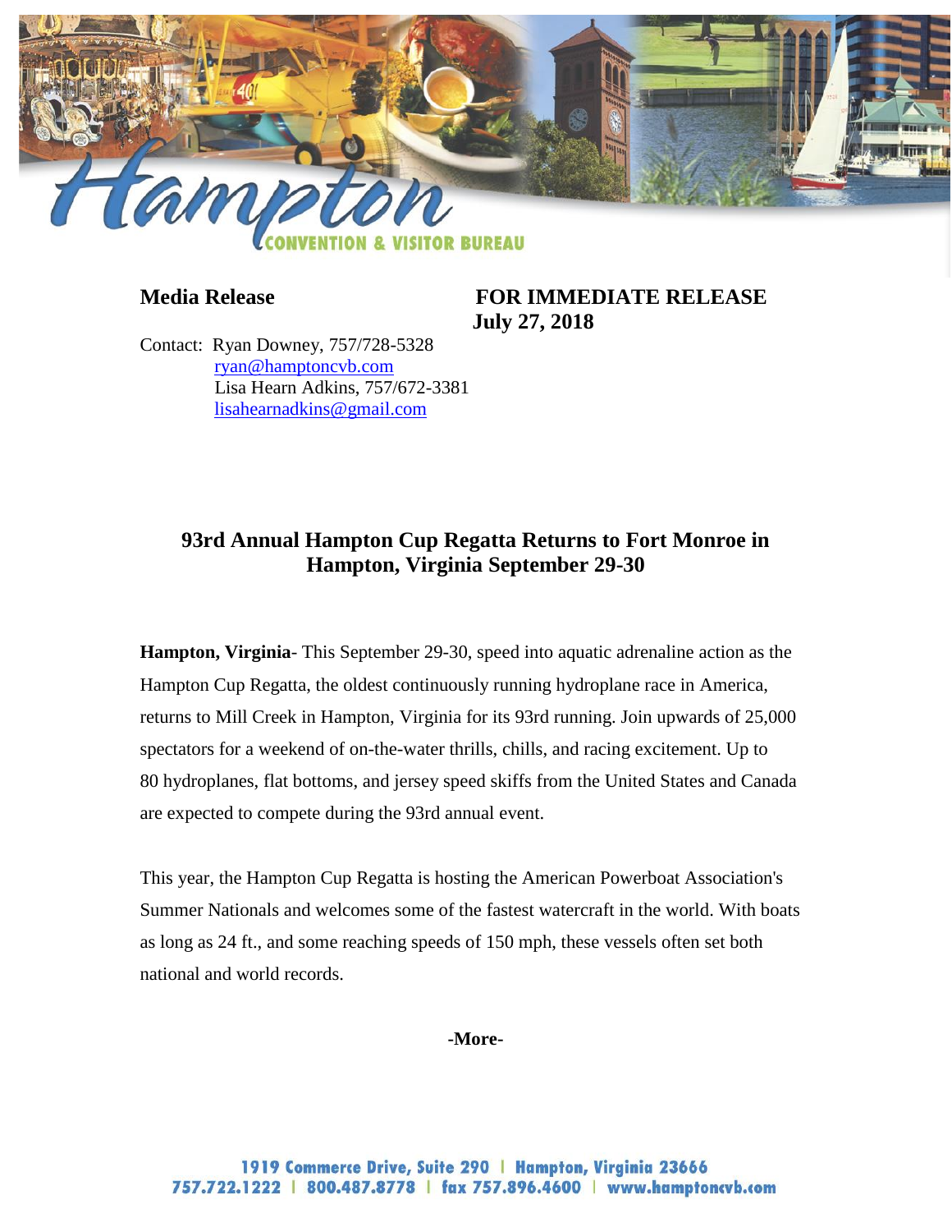Hampton

CONVENTION & VISITOR BUREAU

**Media Release** **FOR IMMEDIATE RELEASE**
**July 27, 2018**

Contact: Ryan Downey, 757/728-5328
ryan@hamptoncvb.com
Lisa Hearn Adkins, 757/672-3381
lisahearnadkins@gmail.com

## 93rd Annual Hampton Cup Regatta Returns to Fort Monroe in Hampton, Virginia September 29-30

**Hampton, Virginia**- This September 29-30, speed into aquatic adrenaline action as the Hampton Cup Regatta, the oldest continuously running hydroplane race in America, returns to Mill Creek in Hampton, Virginia for its 93rd running. Join upwards of 25,000 spectators for a weekend of on-the-water thrills, chills, and racing excitement. Up to 80 hydroplanes, flat bottoms, and jersey speed skiffs from the United States and Canada are expected to compete during the 93rd annual event.

This year, the Hampton Cup Regatta is hosting the American Powerboat Association's Summer Nationals and welcomes some of the fastest watercraft in the world. With boats as long as 24 ft., and some reaching speeds of 150 mph, these vessels often set both national and world records.

**-More-**

1919 Commerce Drive, Suite 290 | Hampton, Virginia 23666
757.722.1222 | 800.487.8778 | fax 757.896.4600 | www.hamptoncvb.com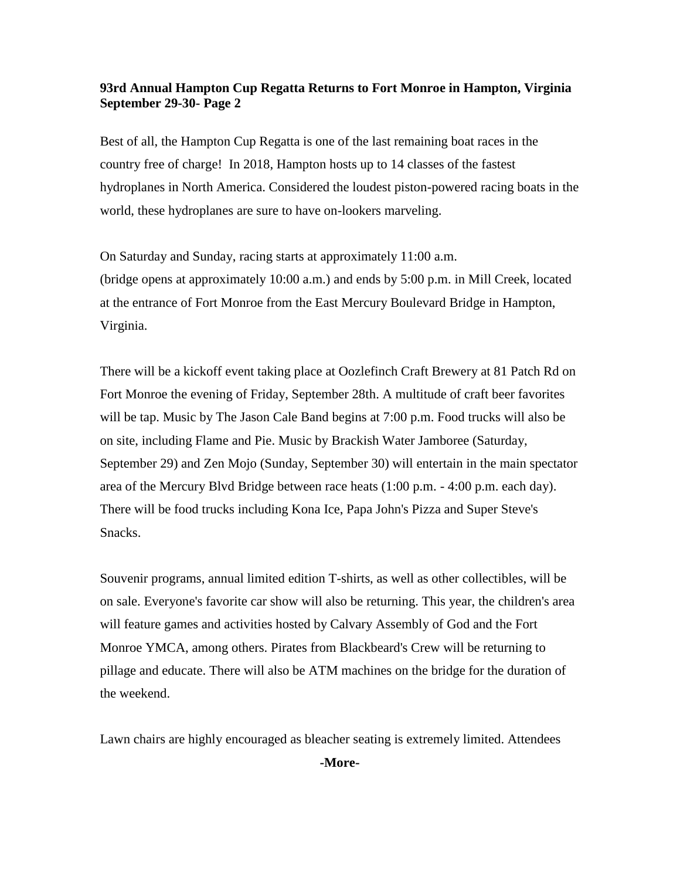**93rd Annual Hampton Cup Regatta Returns to Fort Monroe in Hampton, Virginia September 29-30- Page 2**

Best of all, the Hampton Cup Regatta is one of the last remaining boat races in the country free of charge! In 2018, Hampton hosts up to 14 classes of the fastest hydroplanes in North America. Considered the loudest piston-powered racing boats in the world, these hydroplanes are sure to have on-lookers marveling.

On Saturday and Sunday, racing starts at approximately 11:00 a.m. (bridge opens at approximately 10:00 a.m.) and ends by 5:00 p.m. in Mill Creek, located at the entrance of Fort Monroe from the East Mercury Boulevard Bridge in Hampton, Virginia.

There will be a kickoff event taking place at Oozlefinch Craft Brewery at 81 Patch Rd on Fort Monroe the evening of Friday, September 28th. A multitude of craft beer favorites will be tap. Music by The Jason Cale Band begins at 7:00 p.m. Food trucks will also be on site, including Flame and Pie. Music by Brackish Water Jamboree (Saturday, September 29) and Zen Mojo (Sunday, September 30) will entertain in the main spectator area of the Mercury Blvd Bridge between race heats (1:00 p.m. - 4:00 p.m. each day). There will be food trucks including Kona Ice, Papa John's Pizza and Super Steve's Snacks.

Souvenir programs, annual limited edition T-shirts, as well as other collectibles, will be on sale. Everyone's favorite car show will also be returning. This year, the children's area will feature games and activities hosted by Calvary Assembly of God and the Fort Monroe YMCA, among others. Pirates from Blackbeard's Crew will be returning to pillage and educate. There will also be ATM machines on the bridge for the duration of the weekend.

Lawn chairs are highly encouraged as bleacher seating is extremely limited. Attendees

**-More-**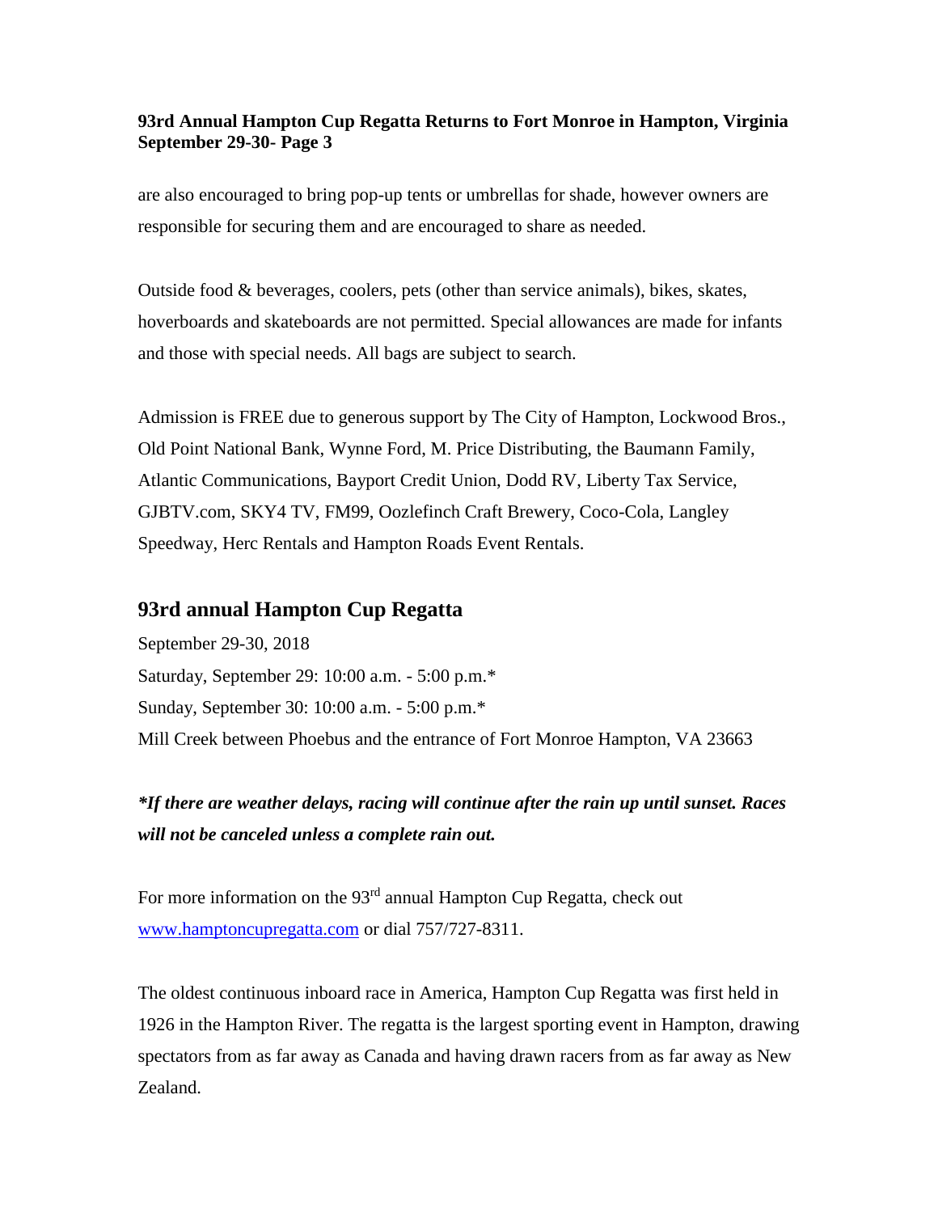are also encouraged to bring pop-up tents or umbrellas for shade, however owners are responsible for securing them and are encouraged to share as needed.

Outside food & beverages, coolers, pets (other than service animals), bikes, skates, hoverboards and skateboards are not permitted. Special allowances are made for infants and those with special needs. All bags are subject to search.

Admission is FREE due to generous support by The City of Hampton, Lockwood Bros., Old Point National Bank, Wynne Ford, M. Price Distributing, the Baumann Family, Atlantic Communications, Bayport Credit Union, Dodd RV, Liberty Tax Service, GJBTV.com, SKY4 TV, FM99, Oozlefinch Craft Brewery, Coco-Cola, Langley Speedway, Herc Rentals and Hampton Roads Event Rentals.

## 93rd annual Hampton Cup Regatta

September 29-30, 2018
Saturday, September 29: 10:00 a.m. - 5:00 p.m.*
Sunday, September 30: 10:00 a.m. - 5:00 p.m.*
Mill Creek between Phoebus and the entrance of Fort Monroe Hampton, VA 23663

***If there are weather delays, racing will continue after the rain up until sunset. Races will not be canceled unless a complete rain out.***

For more information on the 93rd annual Hampton Cup Regatta, check out [www.hamptoncupregatta.com](http://www.hamptoncupregatta.com) or dial 757/727-8311.

The oldest continuous inboard race in America, Hampton Cup Regatta was first held in 1926 in the Hampton River. The regatta is the largest sporting event in Hampton, drawing spectators from as far away as Canada and having drawn racers from as far away as New Zealand.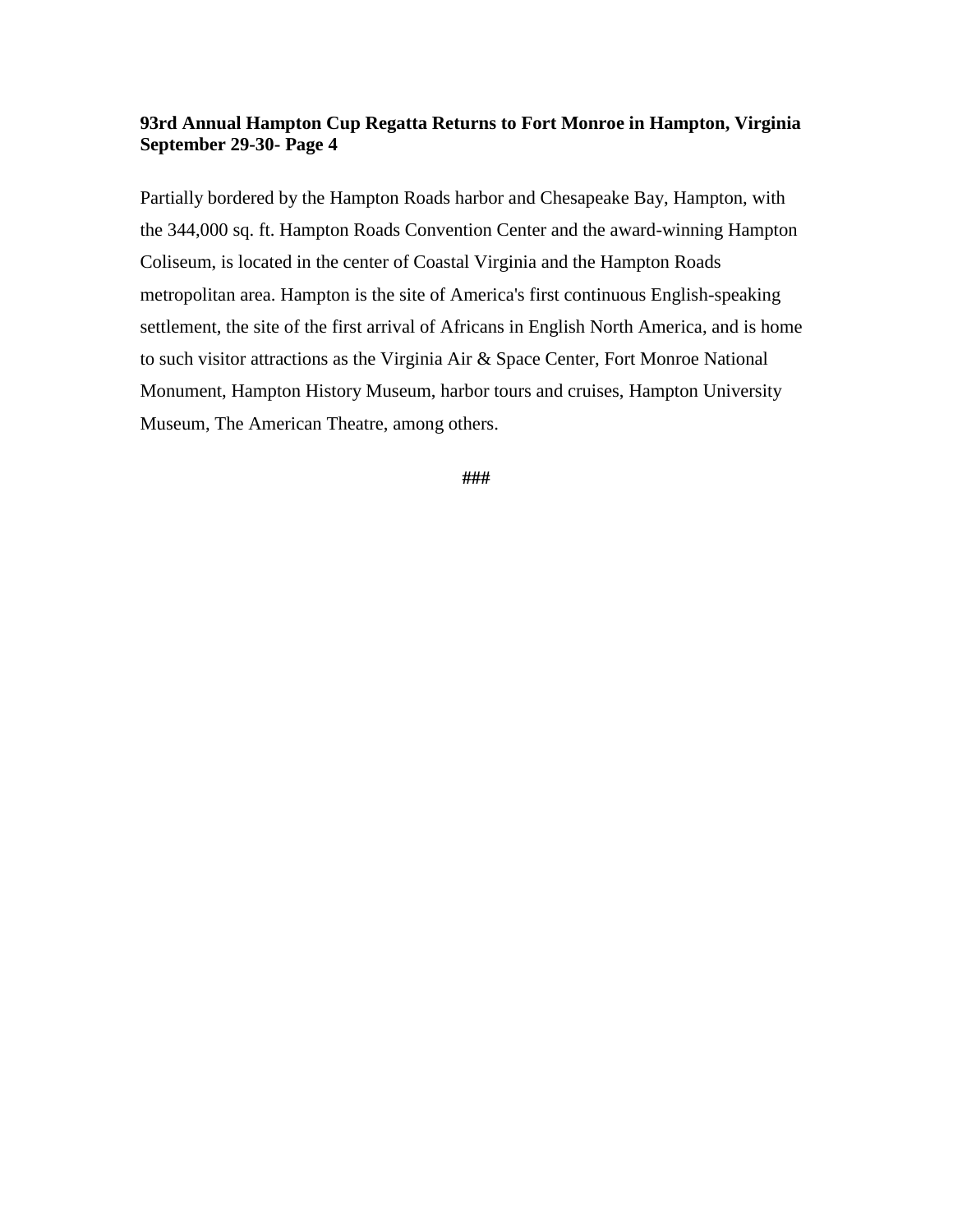Partially bordered by the Hampton Roads harbor and Chesapeake Bay, Hampton, with the 344,000 sq. ft. Hampton Roads Convention Center and the award-winning Hampton Coliseum, is located in the center of Coastal Virginia and the Hampton Roads metropolitan area. Hampton is the site of America's first continuous English-speaking settlement, the site of the first arrival of Africans in English North America, and is home to such visitor attractions as the Virginia Air & Space Center, Fort Monroe National Monument, Hampton History Museum, harbor tours and cruises, Hampton University Museum, The American Theatre, among others.

**###**